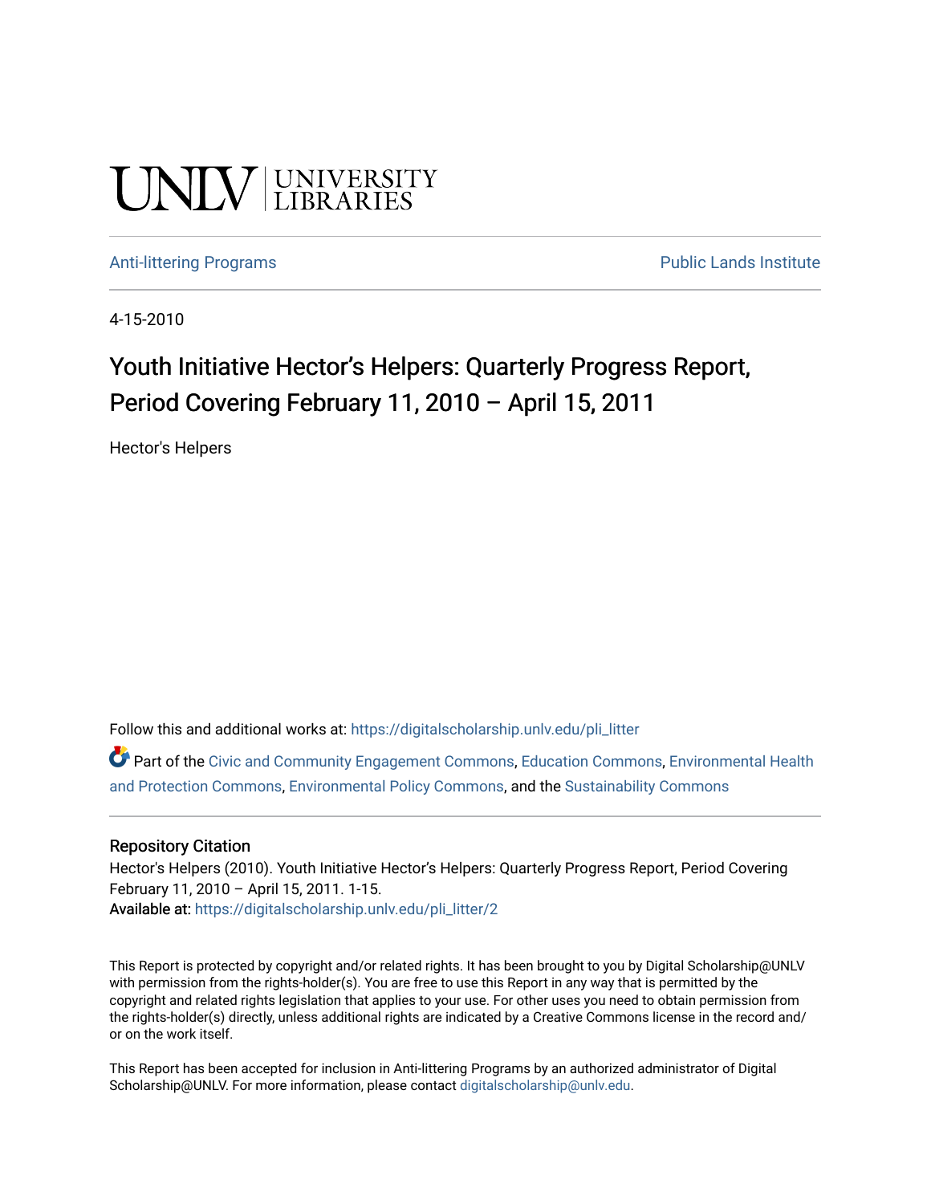UNLV | UNIVERSITY LIBRARIES

Anti-littering Programs | Public Lands Institute

4-15-2010

# Youth Initiative Hector's Helpers: Quarterly Progress Report, Period Covering February 11, 2010 – April 15, 2011

Hector's Helpers

Follow this and additional works at: https://digitalscholarship.unlv.edu/pli_litter

Part of the Civic and Community Engagement Commons, Education Commons, Environmental Health and Protection Commons, Environmental Policy Commons, and the Sustainability Commons

## Repository Citation

Hector's Helpers (2010). Youth Initiative Hector's Helpers: Quarterly Progress Report, Period Covering February 11, 2010 – April 15, 2011. 1-15.
**Available at:** https://digitalscholarship.unlv.edu/pli_litter/2

This Report is protected by copyright and/or related rights. It has been brought to you by Digital Scholarship@UNLV with permission from the rights-holder(s). You are free to use this Report in any way that is permitted by the copyright and related rights legislation that applies to your use. For other uses you need to obtain permission from the rights-holder(s) directly, unless additional rights are indicated by a Creative Commons license in the record and/or on the work itself.

This Report has been accepted for inclusion in Anti-littering Programs by an authorized administrator of Digital Scholarship@UNLV. For more information, please contact digitalscholarship@unlv.edu.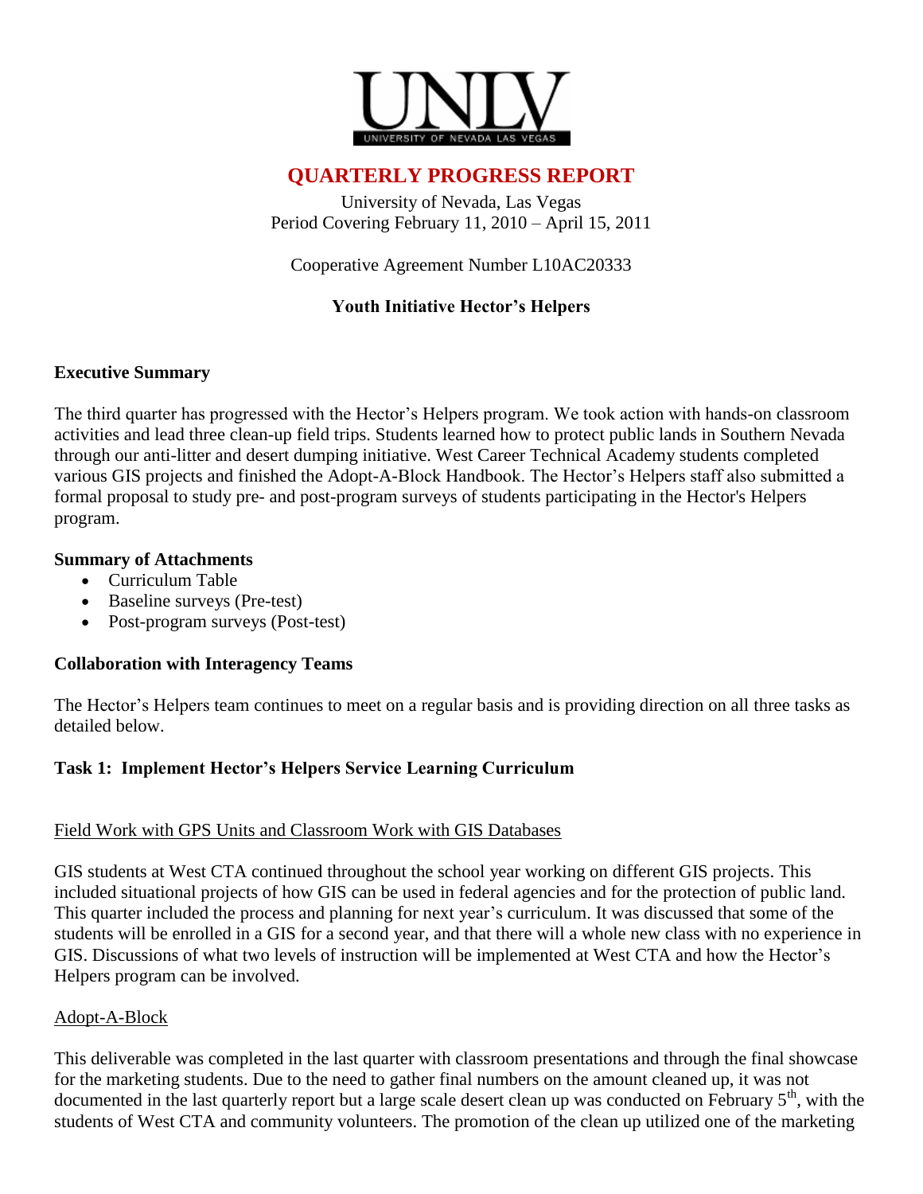UNLV
UNIVERSITY OF NEVADA LAS VEGAS

# QUARTERLY PROGRESS REPORT

University of Nevada, Las Vegas
Period Covering February 11, 2010 – April 15, 2011

Cooperative Agreement Number L10AC20333

**Youth Initiative Hector's Helpers**

## Executive Summary

The third quarter has progressed with the Hector's Helpers program. We took action with hands-on classroom activities and lead three clean-up field trips. Students learned how to protect public lands in Southern Nevada through our anti-litter and desert dumping initiative. West Career Technical Academy students completed various GIS projects and finished the Adopt-A-Block Handbook. The Hector's Helpers staff also submitted a formal proposal to study pre- and post-program surveys of students participating in the Hector's Helpers program.

## Summary of Attachments

- Curriculum Table
- Baseline surveys (Pre-test)
- Post-program surveys (Post-test)

## Collaboration with Interagency Teams

The Hector's Helpers team continues to meet on a regular basis and is providing direction on all three tasks as detailed below.

## Task 1: Implement Hector's Helpers Service Learning Curriculum

### Field Work with GPS Units and Classroom Work with GIS Databases

GIS students at West CTA continued throughout the school year working on different GIS projects. This included situational projects of how GIS can be used in federal agencies and for the protection of public land. This quarter included the process and planning for next year's curriculum. It was discussed that some of the students will be enrolled in a GIS for a second year, and that there will a whole new class with no experience in GIS. Discussions of what two levels of instruction will be implemented at West CTA and how the Hector's Helpers program can be involved.

### Adopt-A-Block

This deliverable was completed in the last quarter with classroom presentations and through the final showcase for the marketing students. Due to the need to gather final numbers on the amount cleaned up, it was not documented in the last quarterly report but a large scale desert clean up was conducted on February 5th, with the students of West CTA and community volunteers. The promotion of the clean up utilized one of the marketing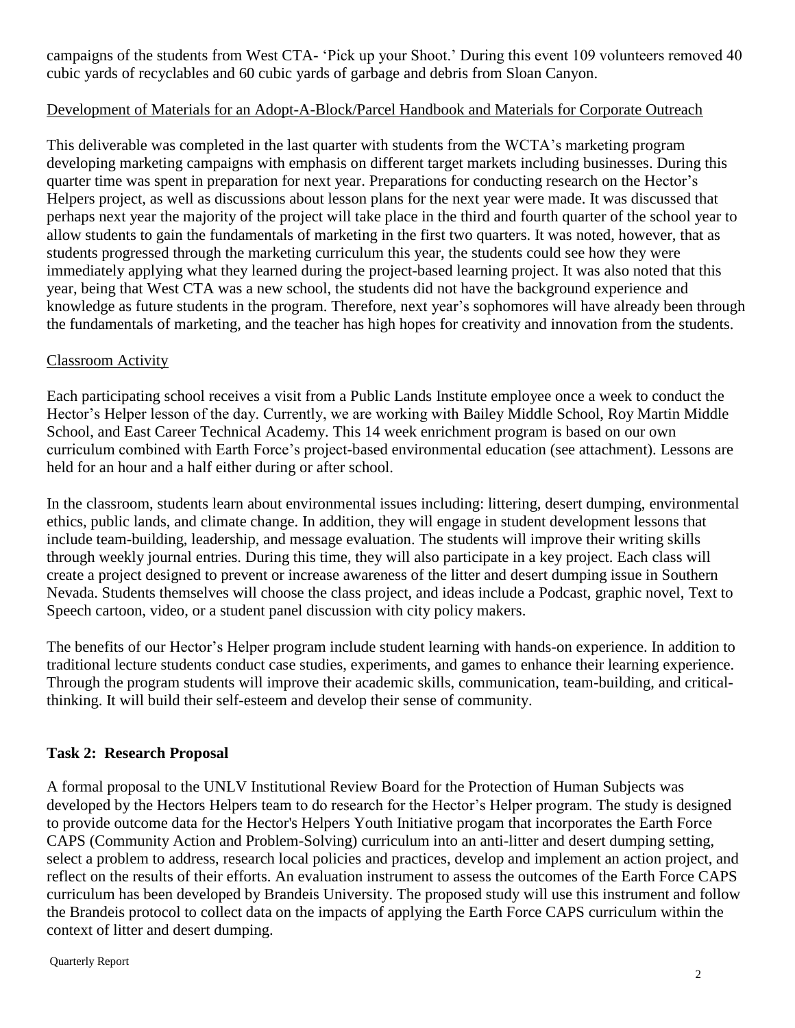campaigns of the students from West CTA- 'Pick up your Shoot.' During this event 109 volunteers removed 40 cubic yards of recyclables and 60 cubic yards of garbage and debris from Sloan Canyon.

Development of Materials for an Adopt-A-Block/Parcel Handbook and Materials for Corporate Outreach

This deliverable was completed in the last quarter with students from the WCTA's marketing program developing marketing campaigns with emphasis on different target markets including businesses. During this quarter time was spent in preparation for next year. Preparations for conducting research on the Hector's Helpers project, as well as discussions about lesson plans for the next year were made. It was discussed that perhaps next year the majority of the project will take place in the third and fourth quarter of the school year to allow students to gain the fundamentals of marketing in the first two quarters. It was noted, however, that as students progressed through the marketing curriculum this year, the students could see how they were immediately applying what they learned during the project-based learning project. It was also noted that this year, being that West CTA was a new school, the students did not have the background experience and knowledge as future students in the program. Therefore, next year's sophomores will have already been through the fundamentals of marketing, and the teacher has high hopes for creativity and innovation from the students.

Classroom Activity

Each participating school receives a visit from a Public Lands Institute employee once a week to conduct the Hector's Helper lesson of the day. Currently, we are working with Bailey Middle School, Roy Martin Middle School, and East Career Technical Academy. This 14 week enrichment program is based on our own curriculum combined with Earth Force's project-based environmental education (see attachment). Lessons are held for an hour and a half either during or after school.

In the classroom, students learn about environmental issues including: littering, desert dumping, environmental ethics, public lands, and climate change. In addition, they will engage in student development lessons that include team-building, leadership, and message evaluation. The students will improve their writing skills through weekly journal entries. During this time, they will also participate in a key project. Each class will create a project designed to prevent or increase awareness of the litter and desert dumping issue in Southern Nevada. Students themselves will choose the class project, and ideas include a Podcast, graphic novel, Text to Speech cartoon, video, or a student panel discussion with city policy makers.

The benefits of our Hector's Helper program include student learning with hands-on experience. In addition to traditional lecture students conduct case studies, experiments, and games to enhance their learning experience. Through the program students will improve their academic skills, communication, team-building, and critical-thinking. It will build their self-esteem and develop their sense of community.

**Task 2: Research Proposal**

A formal proposal to the UNLV Institutional Review Board for the Protection of Human Subjects was developed by the Hectors Helpers team to do research for the Hector's Helper program. The study is designed to provide outcome data for the Hector's Helpers Youth Initiative progam that incorporates the Earth Force CAPS (Community Action and Problem-Solving) curriculum into an anti-litter and desert dumping setting, select a problem to address, research local policies and practices, develop and implement an action project, and reflect on the results of their efforts. An evaluation instrument to assess the outcomes of the Earth Force CAPS curriculum has been developed by Brandeis University. The proposed study will use this instrument and follow the Brandeis protocol to collect data on the impacts of applying the Earth Force CAPS curriculum within the context of litter and desert dumping.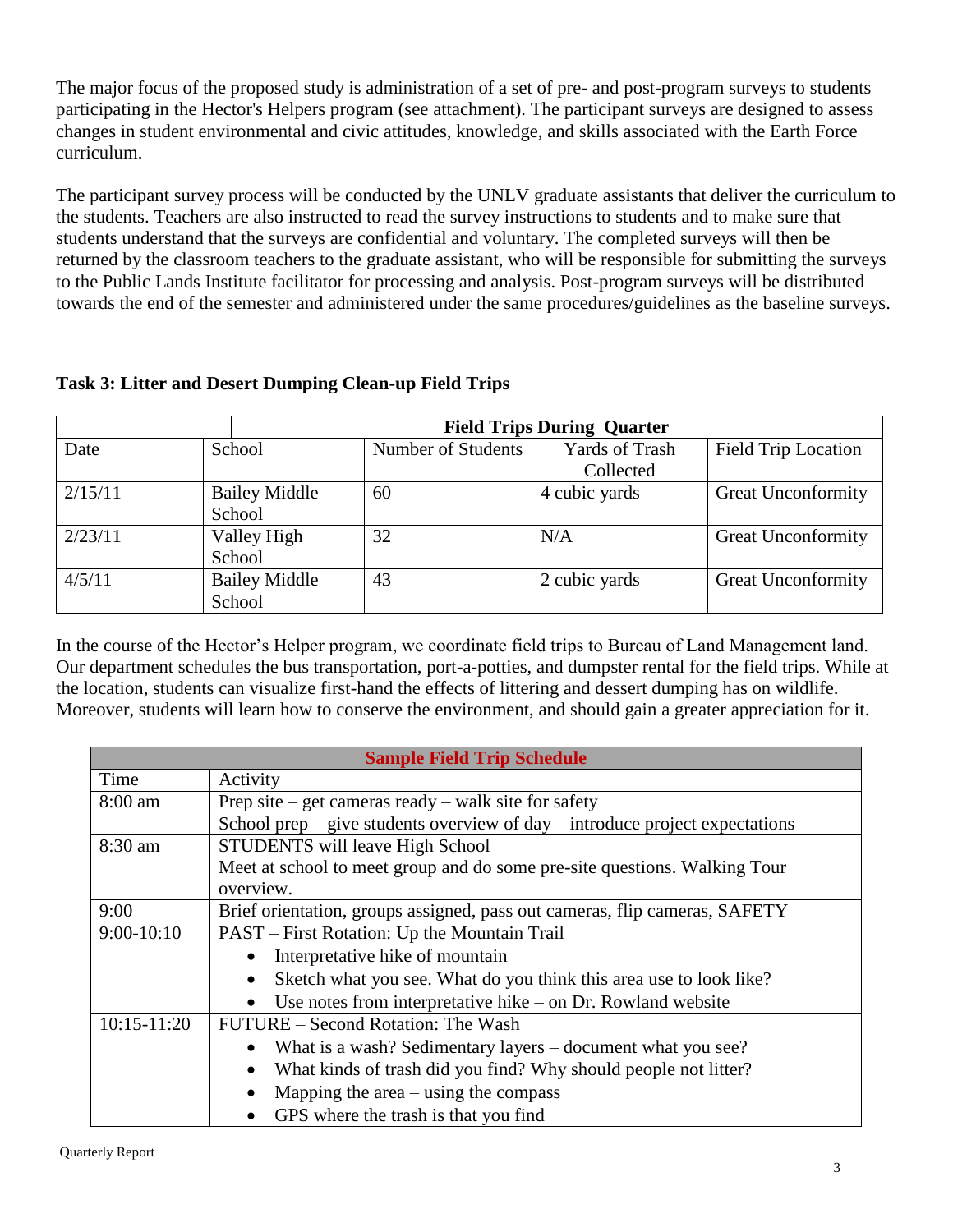The major focus of the proposed study is administration of a set of pre- and post-program surveys to students participating in the Hector's Helpers program (see attachment). The participant surveys are designed to assess changes in student environmental and civic attitudes, knowledge, and skills associated with the Earth Force curriculum.

The participant survey process will be conducted by the UNLV graduate assistants that deliver the curriculum to the students. Teachers are also instructed to read the survey instructions to students and to make sure that students understand that the surveys are confidential and voluntary. The completed surveys will then be returned by the classroom teachers to the graduate assistant, who will be responsible for submitting the surveys to the Public Lands Institute facilitator for processing and analysis. Post-program surveys will be distributed towards the end of the semester and administered under the same procedures/guidelines as the baseline surveys.

### Task 3: Litter and Desert Dumping Clean-up Field Trips

| | **Field Trips During Quarter** | | | |
|---|---|---|---|---|
| Date | School | Number of Students | Yards of Trash Collected | Field Trip Location |
| 2/15/11 | Bailey Middle School | 60 | 4 cubic yards | Great Unconformity |
| 2/23/11 | Valley High School | 32 | N/A | Great Unconformity |
| 4/5/11 | Bailey Middle School | 43 | 2 cubic yards | Great Unconformity |

In the course of the Hector's Helper program, we coordinate field trips to Bureau of Land Management land. Our department schedules the bus transportation, port-a-potties, and dumpster rental for the field trips. While at the location, students can visualize first-hand the effects of littering and dessert dumping has on wildlife. Moreover, students will learn how to conserve the environment, and should gain a greater appreciation for it.

| **Sample Field Trip Schedule** | |
|---|---|
| Time | Activity |
| 8:00 am | Prep site – get cameras ready – walk site for safety<br>School prep – give students overview of day – introduce project expectations |
| 8:30 am | STUDENTS will leave High School<br>Meet at school to meet group and do some pre-site questions. Walking Tour overview. |
| 9:00 | Brief orientation, groups assigned, pass out cameras, flip cameras, SAFETY |
| 9:00-10:10 | PAST – First Rotation: Up the Mountain Trail<br>• Interpretative hike of mountain<br>• Sketch what you see. What do you think this area use to look like?<br>• Use notes from interpretative hike – on Dr. Rowland website |
| 10:15-11:20 | FUTURE – Second Rotation: The Wash<br>• What is a wash? Sedimentary layers – document what you see?<br>• What kinds of trash did you find? Why should people not litter?<br>• Mapping the area – using the compass<br>• GPS where the trash is that you find |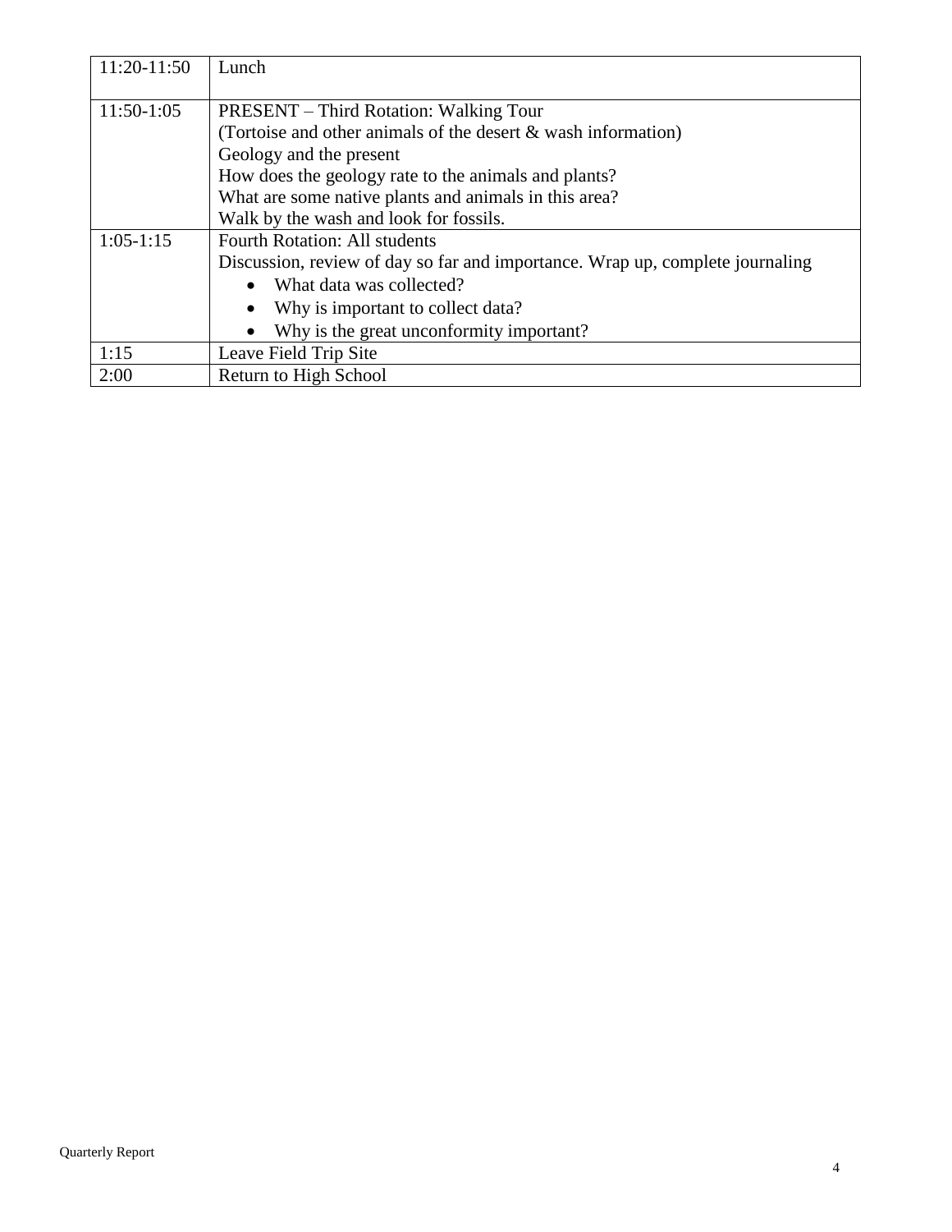| | |
|---|---|
| 11:20-11:50 | Lunch |
| 11:50-1:05 | PRESENT – Third Rotation: Walking Tour<br>(Tortoise and other animals of the desert & wash information)<br>Geology and the present<br>How does the geology rate to the animals and plants?<br>What are some native plants and animals in this area?<br>Walk by the wash and look for fossils. |
| 1:05-1:15 | Fourth Rotation: All students<br>Discussion, review of day so far and importance. Wrap up, complete journaling<br>• What data was collected?<br>• Why is important to collect data?<br>• Why is the great unconformity important? |
| 1:15 | Leave Field Trip Site |
| 2:00 | Return to High School |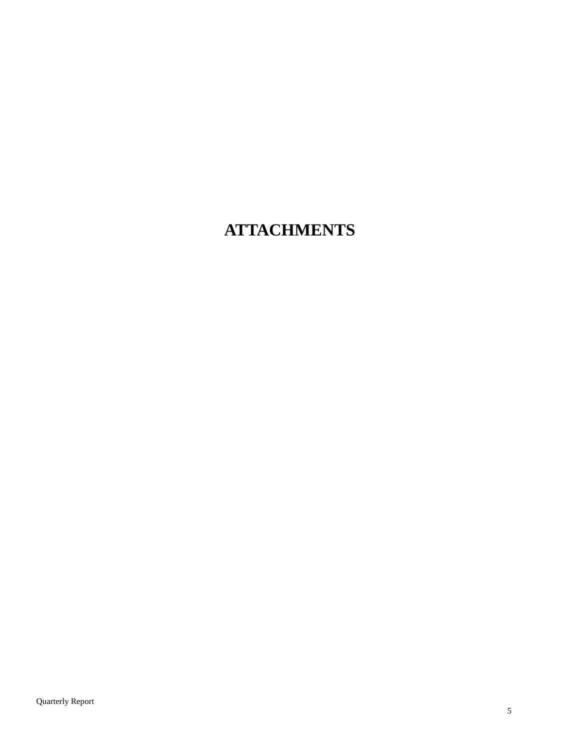# ATTACHMENTS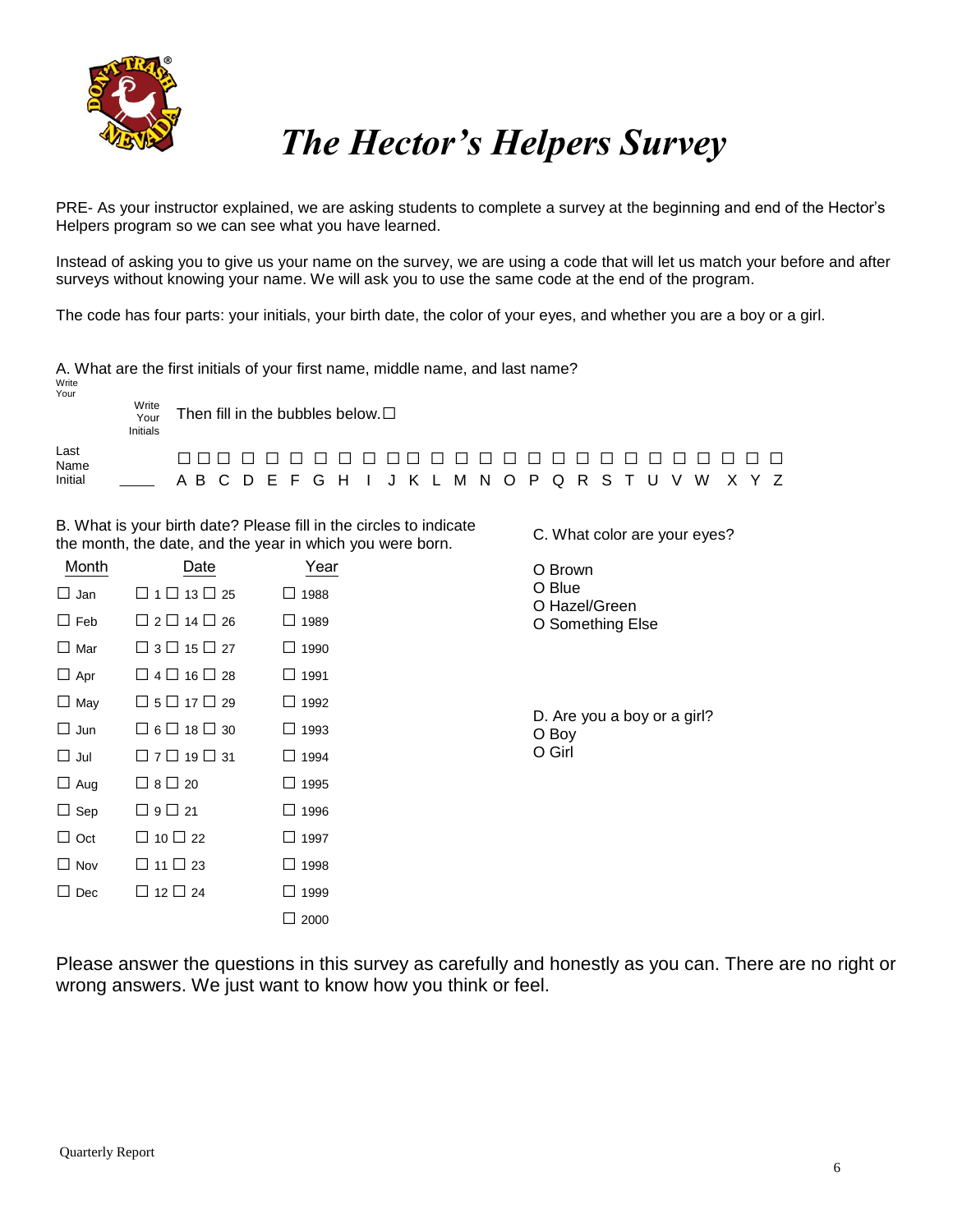# *The Hector's Helpers Survey*

PRE- As your instructor explained, we are asking students to complete a survey at the beginning and end of the Hector's Helpers program so we can see what you have learned.

Instead of asking you to give us your name on the survey, we are using a code that will let us match your before and after surveys without knowing your name. We will ask you to use the same code at the end of the program.

The code has four parts: your initials, your birth date, the color of your eyes, and whether you are a boy or a girl.

A. What are the first initials of your first name, middle name, and last name?

Write Your

Write Your Initials — Then fill in the bubbles below. ☐

Last Name Initial ____ ☐ A ☐ B ☐ C ☐ D ☐ E ☐ F ☐ G ☐ H ☐ I ☐ J ☐ K ☐ L ☐ M ☐ N ☐ O ☐ P ☐ Q ☐ R ☐ S ☐ T ☐ U ☐ V ☐ W ☐ X ☐ Y ☐ Z

B. What is your birth date? Please fill in the circles to indicate the month, the date, and the year in which you were born.

| Month | Date | | | Year |
|---|---|---|---|---|
| ☐ Jan | ☐ 1 | ☐ 13 | ☐ 25 | ☐ 1988 |
| ☐ Feb | ☐ 2 | ☐ 14 | ☐ 26 | ☐ 1989 |
| ☐ Mar | ☐ 3 | ☐ 15 | ☐ 27 | ☐ 1990 |
| ☐ Apr | ☐ 4 | ☐ 16 | ☐ 28 | ☐ 1991 |
| ☐ May | ☐ 5 | ☐ 17 | ☐ 29 | ☐ 1992 |
| ☐ Jun | ☐ 6 | ☐ 18 | ☐ 30 | ☐ 1993 |
| ☐ Jul | ☐ 7 | ☐ 19 | ☐ 31 | ☐ 1994 |
| ☐ Aug | ☐ 8 | ☐ 20 | | ☐ 1995 |
| ☐ Sep | ☐ 9 | ☐ 21 | | ☐ 1996 |
| ☐ Oct | ☐ 10 | ☐ 22 | | ☐ 1997 |
| ☐ Nov | ☐ 11 | ☐ 23 | | ☐ 1998 |
| ☐ Dec | ☐ 12 | ☐ 24 | | ☐ 1999 |
| | | | | ☐ 2000 |

C. What color are your eyes?

O Brown
O Blue
O Hazel/Green
O Something Else

D. Are you a boy or a girl?
O Boy
O Girl

Please answer the questions in this survey as carefully and honestly as you can. There are no right or wrong answers. We just want to know how you think or feel.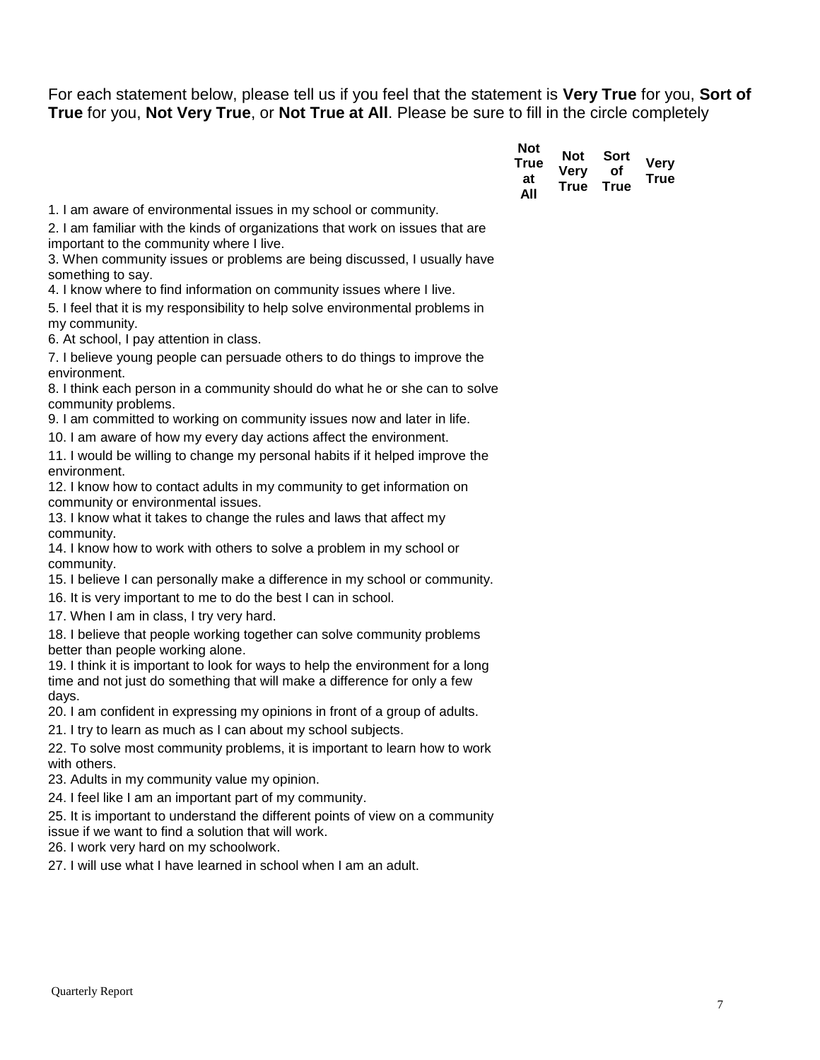For each statement below, please tell us if you feel that the statement is **Very True** for you, **Sort of True** for you, **Not Very True**, or **Not True at All**. Please be sure to fill in the circle completely

| | Not True at All | Not Very True | Sort of True | Very True |
|---|---|---|---|---|
| 1. I am aware of environmental issues in my school or community. | | | | |
| 2. I am familiar with the kinds of organizations that work on issues that are important to the community where I live. | | | | |
| 3. When community issues or problems are being discussed, I usually have something to say. | | | | |
| 4. I know where to find information on community issues where I live. | | | | |
| 5. I feel that it is my responsibility to help solve environmental problems in my community. | | | | |
| 6. At school, I pay attention in class. | | | | |
| 7. I believe young people can persuade others to do things to improve the environment. | | | | |
| 8. I think each person in a community should do what he or she can to solve community problems. | | | | |
| 9. I am committed to working on community issues now and later in life. | | | | |
| 10. I am aware of how my every day actions affect the environment. | | | | |
| 11. I would be willing to change my personal habits if it helped improve the environment. | | | | |
| 12. I know how to contact adults in my community to get information on community or environmental issues. | | | | |
| 13. I know what it takes to change the rules and laws that affect my community. | | | | |
| 14. I know how to work with others to solve a problem in my school or community. | | | | |
| 15. I believe I can personally make a difference in my school or community. | | | | |
| 16. It is very important to me to do the best I can in school. | | | | |
| 17. When I am in class, I try very hard. | | | | |
| 18. I believe that people working together can solve community problems better than people working alone. | | | | |
| 19. I think it is important to look for ways to help the environment for a long time and not just do something that will make a difference for only a few days. | | | | |
| 20. I am confident in expressing my opinions in front of a group of adults. | | | | |
| 21. I try to learn as much as I can about my school subjects. | | | | |
| 22. To solve most community problems, it is important to learn how to work with others. | | | | |
| 23. Adults in my community value my opinion. | | | | |
| 24. I feel like I am an important part of my community. | | | | |
| 25. It is important to understand the different points of view on a community issue if we want to find a solution that will work. | | | | |
| 26. I work very hard on my schoolwork. | | | | |
| 27. I will use what I have learned in school when I am an adult. | | | | |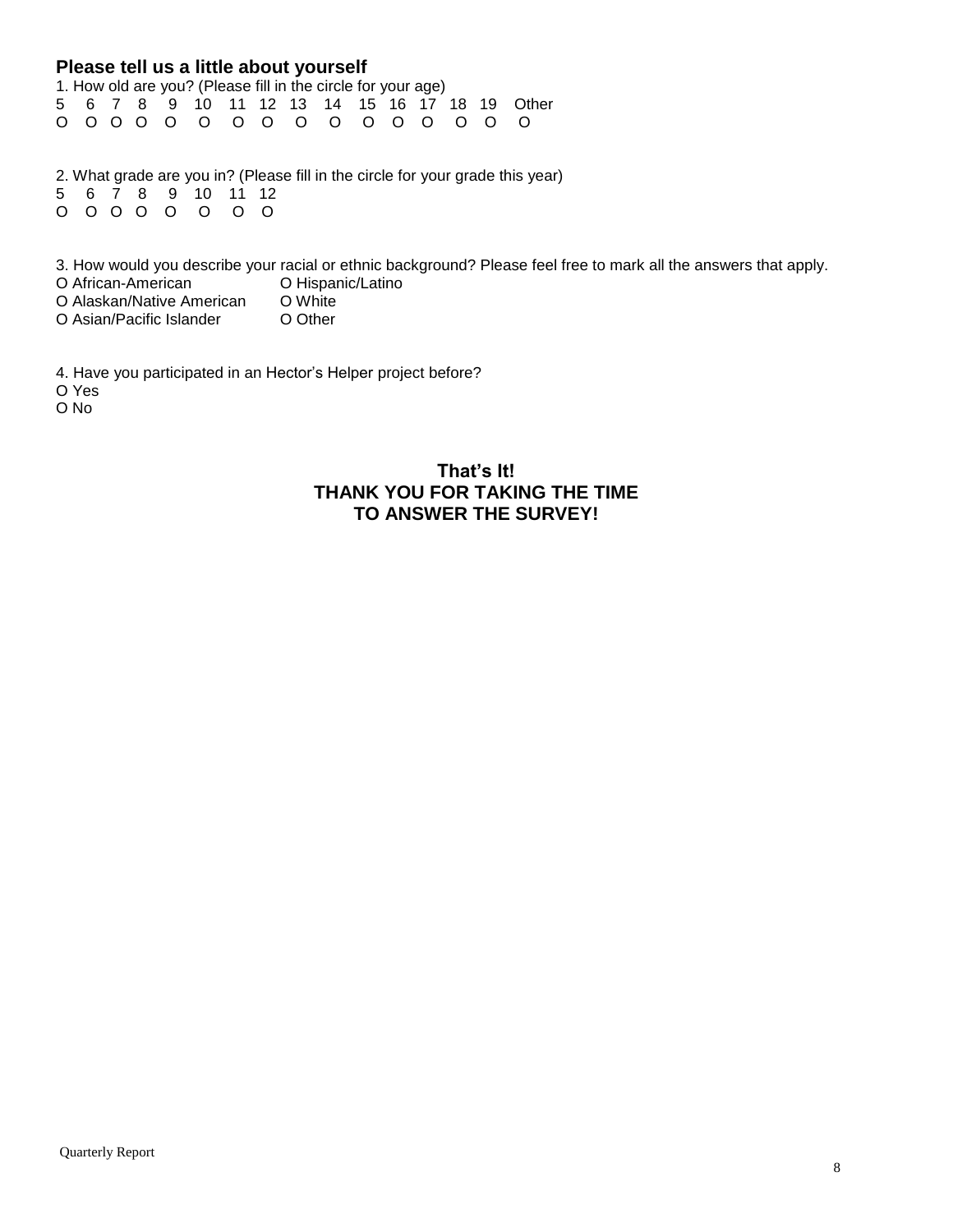## Please tell us a little about yourself

1. How old are you? (Please fill in the circle for your age)

| 5 | 6 | 7 | 8 | 9 | 10 | 11 | 12 | 13 | 14 | 15 | 16 | 17 | 18 | 19 | Other |
|---|---|---|---|---|---|---|---|---|---|---|---|---|---|---|---|
| O | O | O | O | O | O | O | O | O | O | O | O | O | O | O | O |

2. What grade are you in? (Please fill in the circle for your grade this year)

| 5 | 6 | 7 | 8 | 9 | 10 | 11 | 12 |
|---|---|---|---|---|---|---|---|
| O | O | O | O | O | O | O | O |

3. How would you describe your racial or ethnic background? Please feel free to mark all the answers that apply.

O African-American
O Alaskan/Native American
O Asian/Pacific Islander
O Hispanic/Latino
O White
O Other

4. Have you participated in an Hector's Helper project before?

O Yes
O No

**That's It!**
**THANK YOU FOR TAKING THE TIME**
**TO ANSWER THE SURVEY!**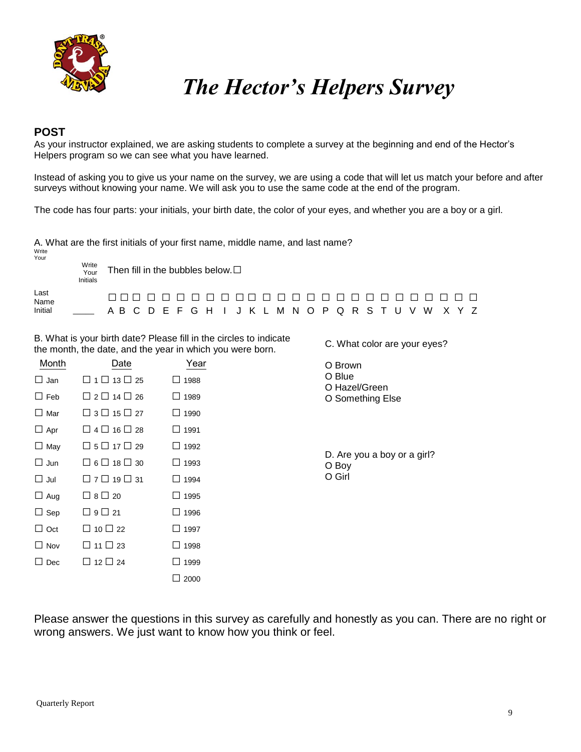# *The Hector's Helpers Survey*

## POST

As your instructor explained, we are asking students to complete a survey at the beginning and end of the Hector's Helpers program so we can see what you have learned.

Instead of asking you to give us your name on the survey, we are using a code that will let us match your before and after surveys without knowing your name. We will ask you to use the same code at the end of the program.

The code has four parts: your initials, your birth date, the color of your eyes, and whether you are a boy or a girl.

A. What are the first initials of your first name, middle name, and last name?

Write Your Initials

Then fill in the bubbles below. ☐

Last Name Initial \_\_\_\_

☐ A ☐ B ☐ C ☐ D ☐ E ☐ F ☐ G ☐ H ☐ I ☐ J ☐ K ☐ L ☐ M ☐ N ☐ O ☐ P ☐ Q ☐ R ☐ S ☐ T ☐ U ☐ V ☐ W ☐ X ☐ Y ☐ Z

B. What is your birth date? Please fill in the circles to indicate the month, the date, and the year in which you were born.

| Month | Date | | | Year |
|---|---|---|---|---|
| ☐ Jan | ☐ 1 | ☐ 13 | ☐ 25 | ☐ 1988 |
| ☐ Feb | ☐ 2 | ☐ 14 | ☐ 26 | ☐ 1989 |
| ☐ Mar | ☐ 3 | ☐ 15 | ☐ 27 | ☐ 1990 |
| ☐ Apr | ☐ 4 | ☐ 16 | ☐ 28 | ☐ 1991 |
| ☐ May | ☐ 5 | ☐ 17 | ☐ 29 | ☐ 1992 |
| ☐ Jun | ☐ 6 | ☐ 18 | ☐ 30 | ☐ 1993 |
| ☐ Jul | ☐ 7 | ☐ 19 | ☐ 31 | ☐ 1994 |
| ☐ Aug | ☐ 8 | ☐ 20 | | ☐ 1995 |
| ☐ Sep | ☐ 9 | ☐ 21 | | ☐ 1996 |
| ☐ Oct | ☐ 10 | ☐ 22 | | ☐ 1997 |
| ☐ Nov | ☐ 11 | ☐ 23 | | ☐ 1998 |
| ☐ Dec | ☐ 12 | ☐ 24 | | ☐ 1999 |
| | | | | ☐ 2000 |

C. What color are your eyes?

O Brown
O Blue
O Hazel/Green
O Something Else

D. Are you a boy or a girl?

O Boy
O Girl

Please answer the questions in this survey as carefully and honestly as you can. There are no right or wrong answers. We just want to know how you think or feel.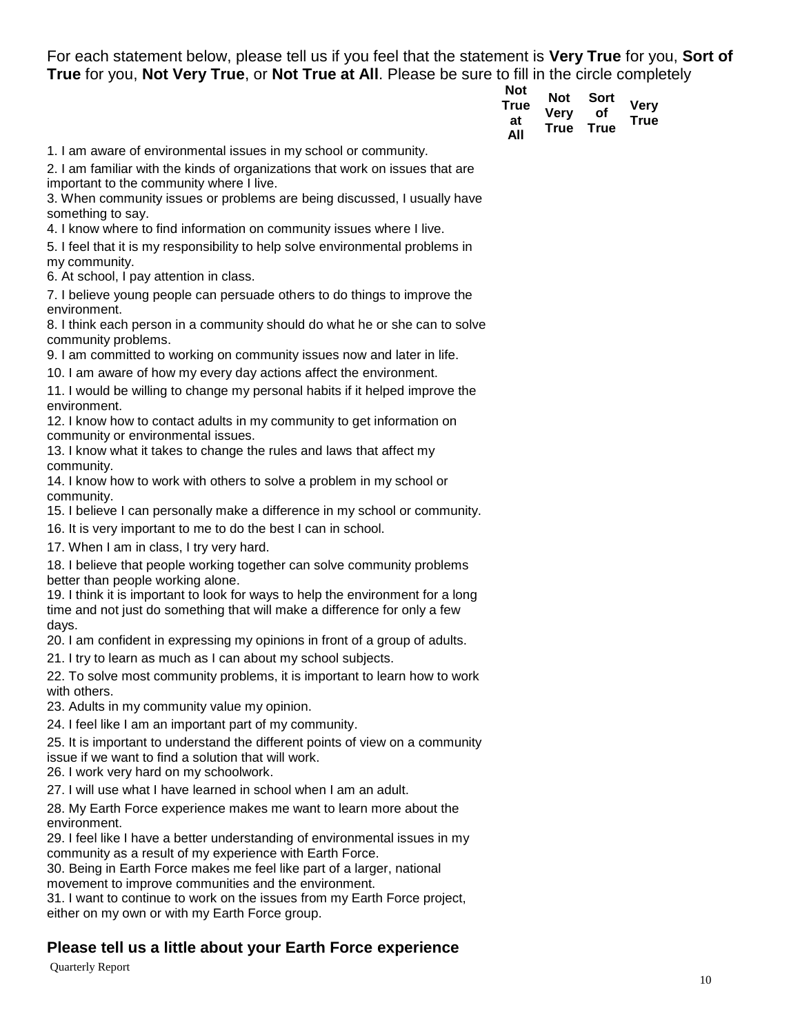For each statement below, please tell us if you feel that the statement is **Very True** for you, **Sort of True** for you, **Not Very True**, or **Not True at All**. Please be sure to fill in the circle completely

| | Not True at All | Not Very True | Sort of True | Very True |
|---|---|---|---|---|
| 1. I am aware of environmental issues in my school or community. | | | | |
| 2. I am familiar with the kinds of organizations that work on issues that are important to the community where I live. | | | | |
| 3. When community issues or problems are being discussed, I usually have something to say. | | | | |
| 4. I know where to find information on community issues where I live. | | | | |
| 5. I feel that it is my responsibility to help solve environmental problems in my community. | | | | |
| 6. At school, I pay attention in class. | | | | |
| 7. I believe young people can persuade others to do things to improve the environment. | | | | |
| 8. I think each person in a community should do what he or she can to solve community problems. | | | | |
| 9. I am committed to working on community issues now and later in life. | | | | |
| 10. I am aware of how my every day actions affect the environment. | | | | |
| 11. I would be willing to change my personal habits if it helped improve the environment. | | | | |
| 12. I know how to contact adults in my community to get information on community or environmental issues. | | | | |
| 13. I know what it takes to change the rules and laws that affect my community. | | | | |
| 14. I know how to work with others to solve a problem in my school or community. | | | | |
| 15. I believe I can personally make a difference in my school or community. | | | | |
| 16. It is very important to me to do the best I can in school. | | | | |
| 17. When I am in class, I try very hard. | | | | |
| 18. I believe that people working together can solve community problems better than people working alone. | | | | |
| 19. I think it is important to look for ways to help the environment for a long time and not just do something that will make a difference for only a few days. | | | | |
| 20. I am confident in expressing my opinions in front of a group of adults. | | | | |
| 21. I try to learn as much as I can about my school subjects. | | | | |
| 22. To solve most community problems, it is important to learn how to work with others. | | | | |
| 23. Adults in my community value my opinion. | | | | |
| 24. I feel like I am an important part of my community. | | | | |
| 25. It is important to understand the different points of view on a community issue if we want to find a solution that will work. | | | | |
| 26. I work very hard on my schoolwork. | | | | |
| 27. I will use what I have learned in school when I am an adult. | | | | |
| 28. My Earth Force experience makes me want to learn more about the environment. | | | | |
| 29. I feel like I have a better understanding of environmental issues in my community as a result of my experience with Earth Force. | | | | |
| 30. Being in Earth Force makes me feel like part of a larger, national movement to improve communities and the environment. | | | | |
| 31. I want to continue to work on the issues from my Earth Force project, either on my own or with my Earth Force group. | | | | |

## Please tell us a little about your Earth Force experience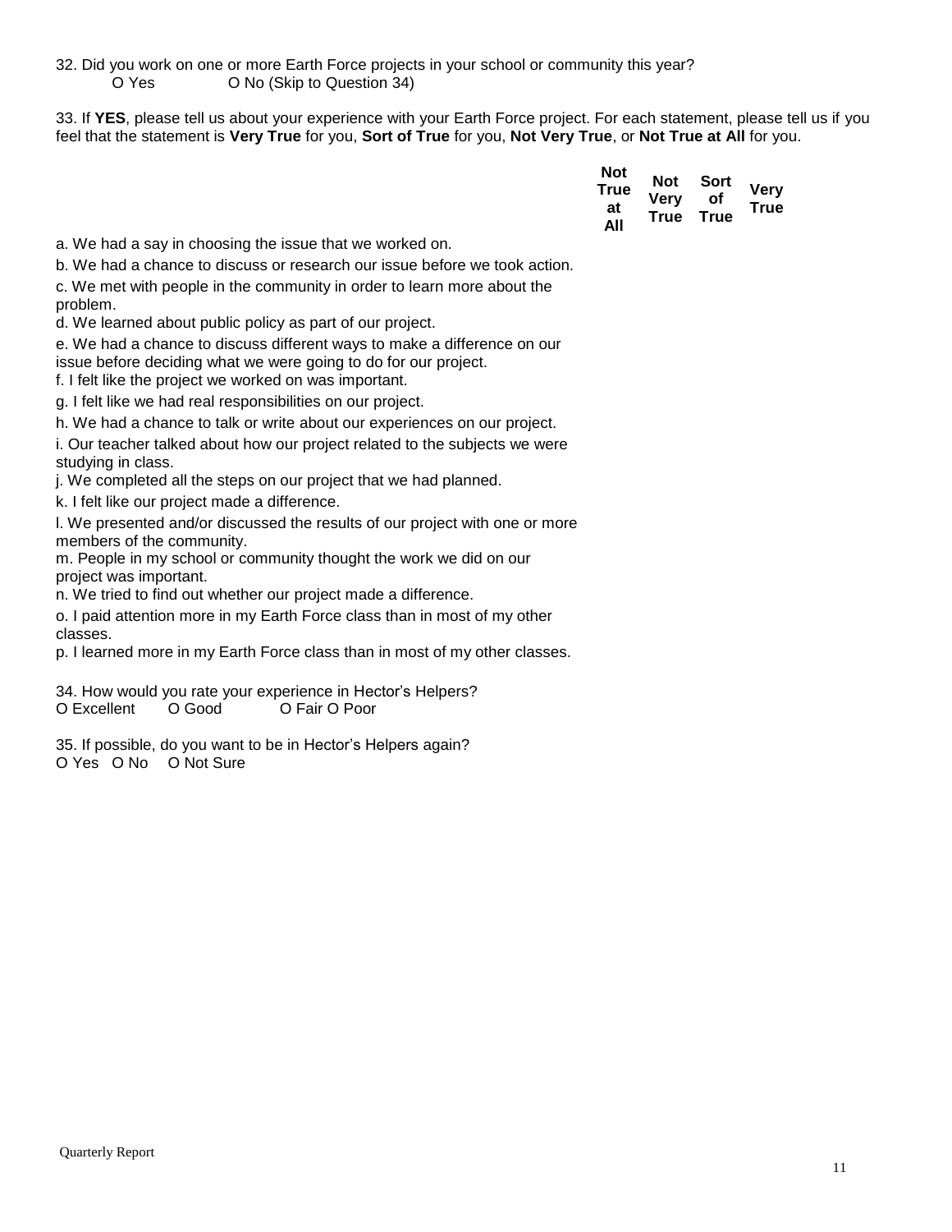32. Did you work on one or more Earth Force projects in your school or community this year?
O Yes O No (Skip to Question 34)

33. If **YES**, please tell us about your experience with your Earth Force project. For each statement, please tell us if you feel that the statement is **Very True** for you, **Sort of True** for you, **Not Very True**, or **Not True at All** for you.

| | Not True at All | Not Very True | Sort of True | Very True |
|---|---|---|---|---|
| a. We had a say in choosing the issue that we worked on. | | | | |
| b. We had a chance to discuss or research our issue before we took action. | | | | |
| c. We met with people in the community in order to learn more about the problem. | | | | |
| d. We learned about public policy as part of our project. | | | | |
| e. We had a chance to discuss different ways to make a difference on our issue before deciding what we were going to do for our project. | | | | |
| f. I felt like the project we worked on was important. | | | | |
| g. I felt like we had real responsibilities on our project. | | | | |
| h. We had a chance to talk or write about our experiences on our project. | | | | |
| i. Our teacher talked about how our project related to the subjects we were studying in class. | | | | |
| j. We completed all the steps on our project that we had planned. | | | | |
| k. I felt like our project made a difference. | | | | |
| l. We presented and/or discussed the results of our project with one or more members of the community. | | | | |
| m. People in my school or community thought the work we did on our project was important. | | | | |
| n. We tried to find out whether our project made a difference. | | | | |
| o. I paid attention more in my Earth Force class than in most of my other classes. | | | | |
| p. I learned more in my Earth Force class than in most of my other classes. | | | | |

34. How would you rate your experience in Hector's Helpers?
O Excellent O Good O Fair O Poor

35. If possible, do you want to be in Hector's Helpers again?
O Yes O No O Not Sure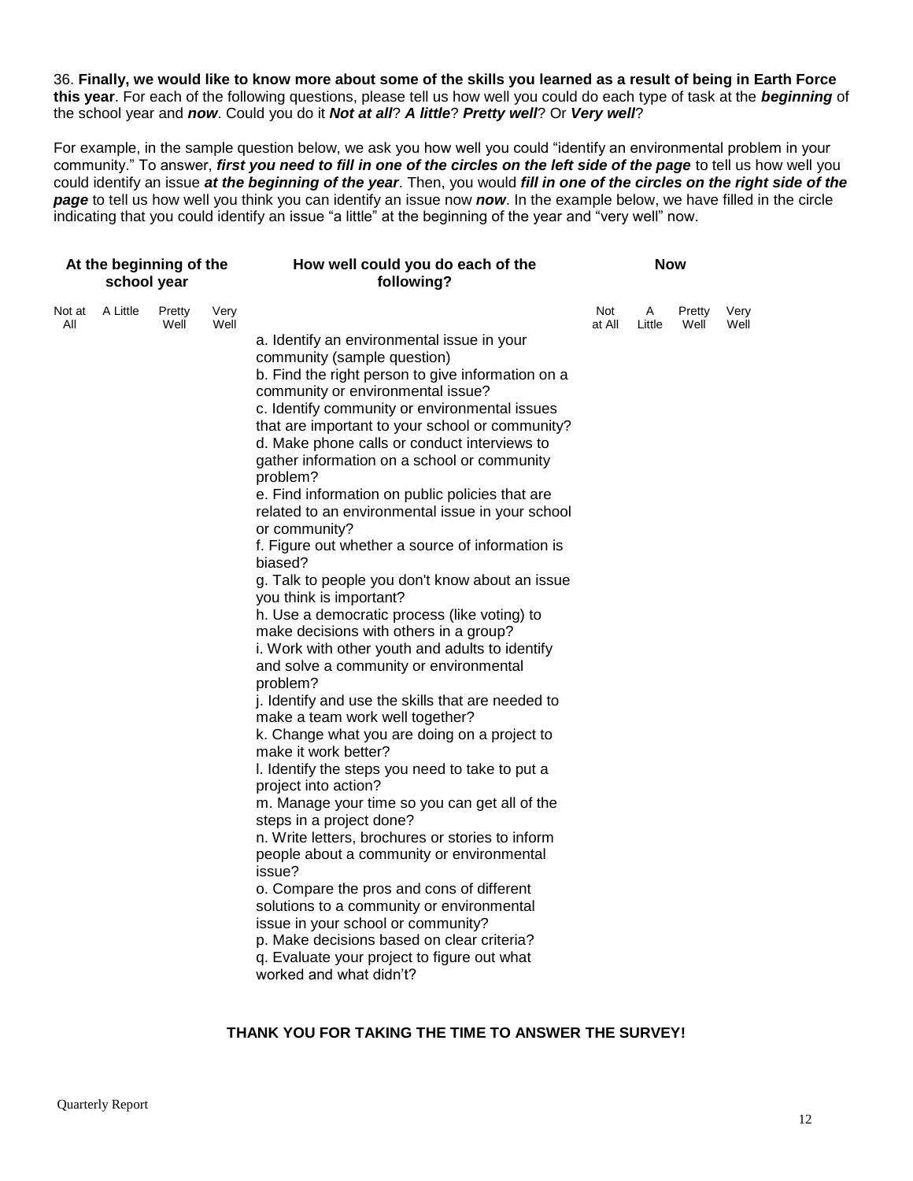36. **Finally, we would like to know more about some of the skills you learned as a result of being in Earth Force this year**. For each of the following questions, please tell us how well you could do each type of task at the ***beginning*** of the school year and ***now***. Could you do it ***Not at all***? ***A little***? ***Pretty well***? Or ***Very well***?

For example, in the sample question below, we ask you how well you could "identify an environmental problem in your community." To answer, ***first you need to fill in one of the circles on the left side of the page*** to tell us how well you could identify an issue ***at the beginning of the year***. Then, you would ***fill in one of the circles on the right side of the page*** to tell us how well you think you can identify an issue now ***now***. In the example below, we have filled in the circle indicating that you could identify an issue "a little" at the beginning of the year and "very well" now.

| **At the beginning of the school year** | | | | **How well could you do each of the following?** | **Now** | | | |
|---|---|---|---|---|---|---|---|---|
| Not at All | A Little | Pretty Well | Very Well | | Not at All | A Little | Pretty Well | Very Well |
| | | | | a. Identify an environmental issue in your community (sample question) | | | | |
| | | | | b. Find the right person to give information on a community or environmental issue? | | | | |
| | | | | c. Identify community or environmental issues that are important to your school or community? | | | | |
| | | | | d. Make phone calls or conduct interviews to gather information on a school or community problem? | | | | |
| | | | | e. Find information on public policies that are related to an environmental issue in your school or community? | | | | |
| | | | | f. Figure out whether a source of information is biased? | | | | |
| | | | | g. Talk to people you don't know about an issue you think is important? | | | | |
| | | | | h. Use a democratic process (like voting) to make decisions with others in a group? | | | | |
| | | | | i. Work with other youth and adults to identify and solve a community or environmental problem? | | | | |
| | | | | j. Identify and use the skills that are needed to make a team work well together? | | | | |
| | | | | k. Change what you are doing on a project to make it work better? | | | | |
| | | | | l. Identify the steps you need to take to put a project into action? | | | | |
| | | | | m. Manage your time so you can get all of the steps in a project done? | | | | |
| | | | | n. Write letters, brochures or stories to inform people about a community or environmental issue? | | | | |
| | | | | o. Compare the pros and cons of different solutions to a community or environmental issue in your school or community? | | | | |
| | | | | p. Make decisions based on clear criteria? | | | | |
| | | | | q. Evaluate your project to figure out what worked and what didn't? | | | | |

**THANK YOU FOR TAKING THE TIME TO ANSWER THE SURVEY!**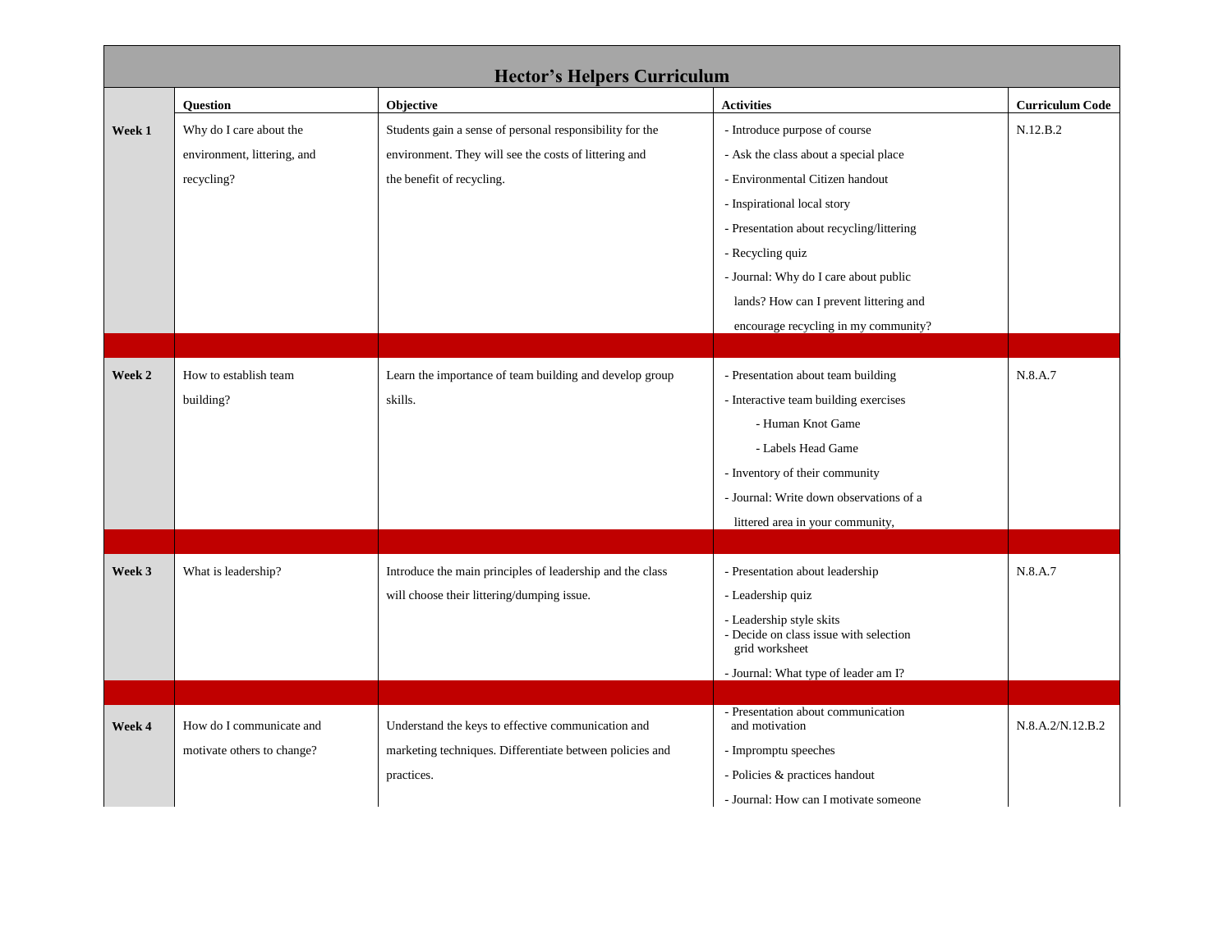# Hector's Helpers Curriculum

| | Question | Objective | Activities | Curriculum Code |
|---|---|---|---|---|
| **Week 1** | Why do I care about the environment, littering, and recycling? | Students gain a sense of personal responsibility for the environment. They will see the costs of littering and the benefit of recycling. | - Introduce purpose of course<br>- Ask the class about a special place<br>- Environmental Citizen handout<br>- Inspirational local story<br>- Presentation about recycling/littering<br>- Recycling quiz<br>- Journal: Why do I care about public lands? How can I prevent littering and encourage recycling in my community? | N.12.B.2 |
| **Week 2** | How to establish team building? | Learn the importance of team building and develop group skills. | - Presentation about team building<br>- Interactive team building exercises<br>  - Human Knot Game<br>  - Labels Head Game<br>- Inventory of their community<br>- Journal: Write down observations of a littered area in your community, | N.8.A.7 |
| **Week 3** | What is leadership? | Introduce the main principles of leadership and the class will choose their littering/dumping issue. | - Presentation about leadership<br>- Leadership quiz<br>- Leadership style skits<br>- Decide on class issue with selection grid worksheet<br>- Journal: What type of leader am I? | N.8.A.7 |
| **Week 4** | How do I communicate and motivate others to change? | Understand the keys to effective communication and marketing techniques. Differentiate between policies and practices. | - Presentation about communication and motivation<br>- Impromptu speeches<br>- Policies & practices handout<br>- Journal: How can I motivate someone | N.8.A.2/N.12.B.2 |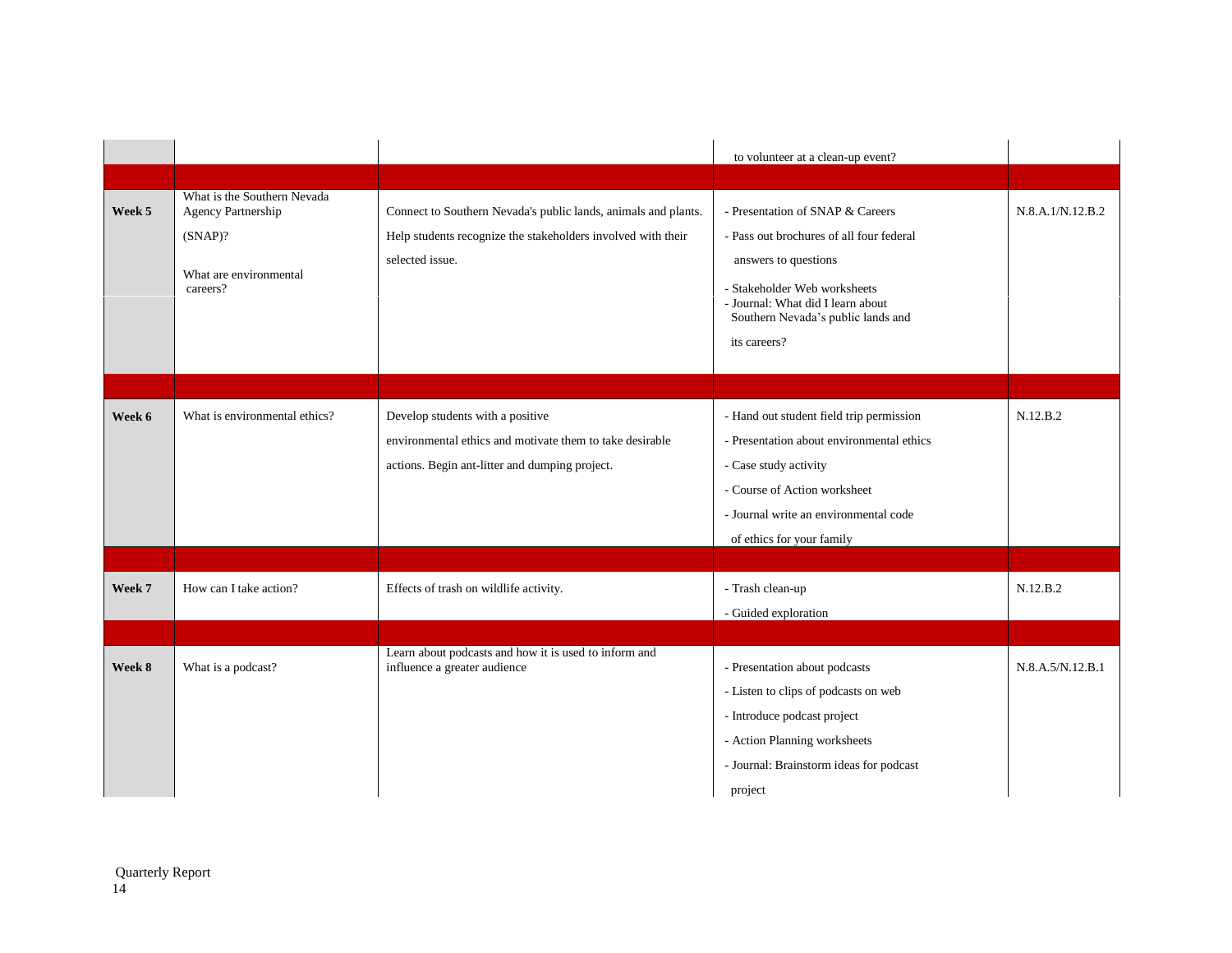| | | | | |
|---|---|---|---|---|
| | | | to volunteer at a clean-up event? | |
| | | | | |
| **Week 5** | What is the Southern Nevada Agency Partnership (SNAP)?<br><br>What are environmental careers? | Connect to Southern Nevada's public lands, animals and plants. Help students recognize the stakeholders involved with their selected issue. | - Presentation of SNAP & Careers<br>- Pass out brochures of all four federal answers to questions<br>- Stakeholder Web worksheets<br>- Journal: What did I learn about Southern Nevada's public lands and its careers? | N.8.A.1/N.12.B.2 |
| | | | | |
| **Week 6** | What is environmental ethics? | Develop students with a positive environmental ethics and motivate them to take desirable actions. Begin ant-litter and dumping project. | - Hand out student field trip permission<br>- Presentation about environmental ethics<br>- Case study activity<br>- Course of Action worksheet<br>- Journal write an environmental code of ethics for your family | N.12.B.2 |
| | | | | |
| **Week 7** | How can I take action? | Effects of trash on wildlife activity. | - Trash clean-up<br>- Guided exploration | N.12.B.2 |
| | | | | |
| **Week 8** | What is a podcast? | Learn about podcasts and how it is used to inform and influence a greater audience | - Presentation about podcasts<br>- Listen to clips of podcasts on web<br>- Introduce podcast project<br>- Action Planning worksheets<br>- Journal: Brainstorm ideas for podcast project | N.8.A.5/N.12.B.1 |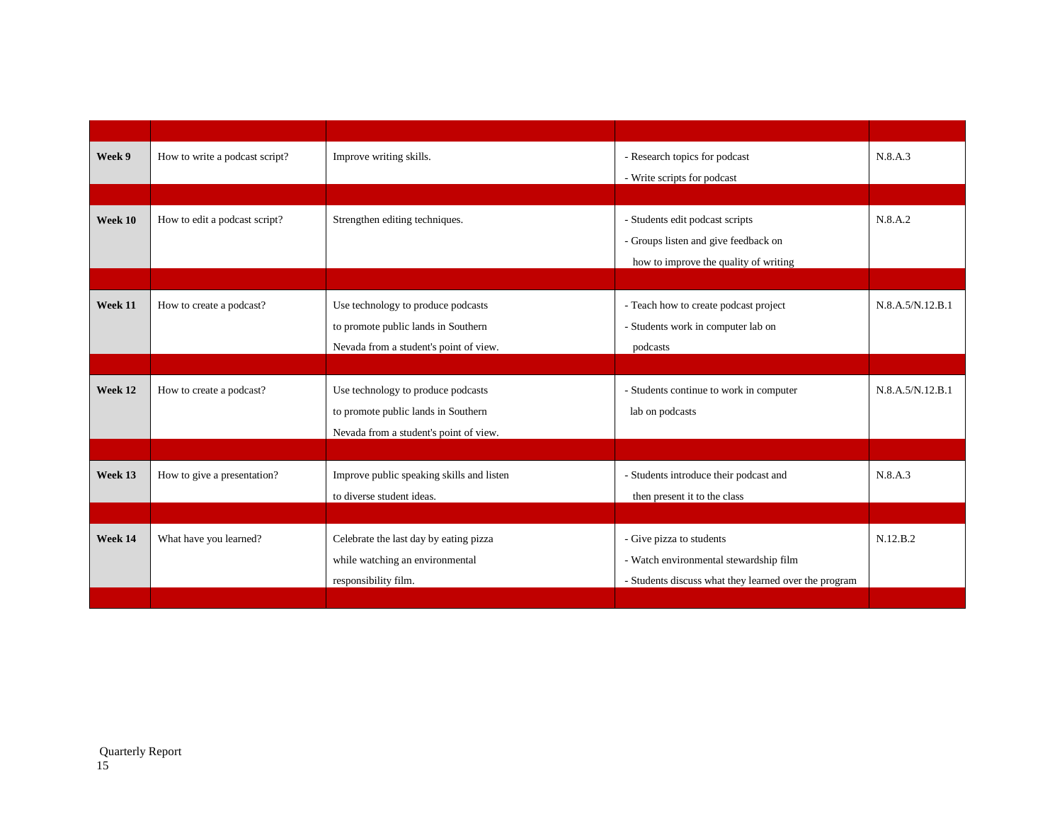| | | | | |
|---|---|---|---|---|
| **Week 9** | How to write a podcast script? | Improve writing skills. | - Research topics for podcast<br>- Write scripts for podcast | N.8.A.3 |
| **Week 10** | How to edit a podcast script? | Strengthen editing techniques. | - Students edit podcast scripts<br>- Groups listen and give feedback on how to improve the quality of writing | N.8.A.2 |
| **Week 11** | How to create a podcast? | Use technology to produce podcasts to promote public lands in Southern Nevada from a student's point of view. | - Teach how to create podcast project<br>- Students work in computer lab on podcasts | N.8.A.5/N.12.B.1 |
| **Week 12** | How to create a podcast? | Use technology to produce podcasts to promote public lands in Southern Nevada from a student's point of view. | - Students continue to work in computer lab on podcasts | N.8.A.5/N.12.B.1 |
| **Week 13** | How to give a presentation? | Improve public speaking skills and listen to diverse student ideas. | - Students introduce their podcast and then present it to the class | N.8.A.3 |
| **Week 14** | What have you learned? | Celebrate the last day by eating pizza while watching an environmental responsibility film. | - Give pizza to students<br>- Watch environmental stewardship film<br>- Students discuss what they learned over the program | N.12.B.2 |